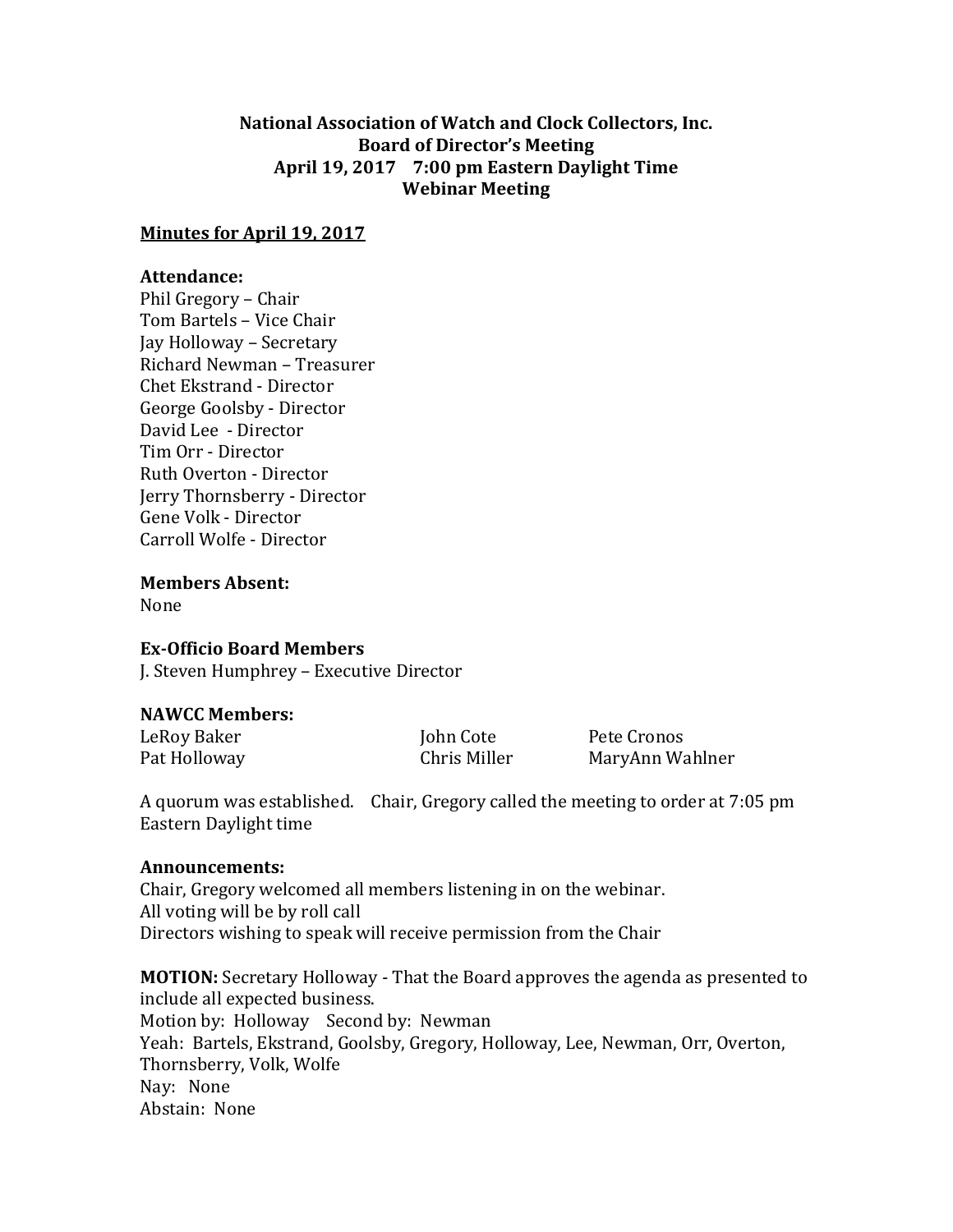**National Association of Watch and Clock Collectors, Inc.**
**Board of Director's Meeting**
**April 19, 2017 7:00 pm Eastern Daylight Time**
**Webinar Meeting**

**Minutes for April 19, 2017**

**Attendance:**
Phil Gregory – Chair
Tom Bartels – Vice Chair
Jay Holloway – Secretary
Richard Newman – Treasurer
Chet Ekstrand - Director
George Goolsby - Director
David Lee - Director
Tim Orr - Director
Ruth Overton - Director
Jerry Thornsberry - Director
Gene Volk - Director
Carroll Wolfe - Director

**Members Absent:**
None

**Ex-Officio Board Members**
J. Steven Humphrey – Executive Director

**NAWCC Members:**

| | | |
|---|---|---|
| LeRoy Baker | John Cote | Pete Cronos |
| Pat Holloway | Chris Miller | MaryAnn Wahlner |

A quorum was established. Chair, Gregory called the meeting to order at 7:05 pm Eastern Daylight time

**Announcements:**
Chair, Gregory welcomed all members listening in on the webinar.
All voting will be by roll call
Directors wishing to speak will receive permission from the Chair

**MOTION:** Secretary Holloway - That the Board approves the agenda as presented to include all expected business.
Motion by: Holloway Second by: Newman
Yeah: Bartels, Ekstrand, Goolsby, Gregory, Holloway, Lee, Newman, Orr, Overton, Thornsberry, Volk, Wolfe
Nay: None
Abstain: None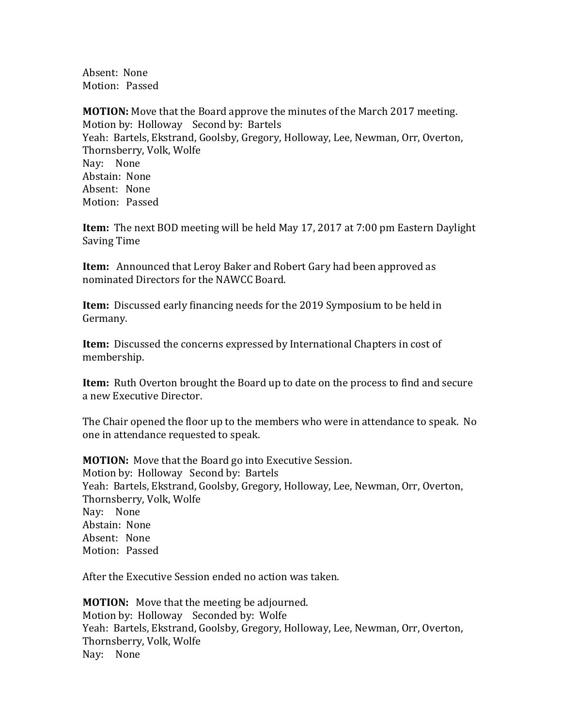Absent: None
Motion: Passed

**MOTION:** Move that the Board approve the minutes of the March 2017 meeting.
Motion by: Holloway Second by: Bartels
Yeah: Bartels, Ekstrand, Goolsby, Gregory, Holloway, Lee, Newman, Orr, Overton, Thornsberry, Volk, Wolfe
Nay: None
Abstain: None
Absent: None
Motion: Passed

**Item:** The next BOD meeting will be held May 17, 2017 at 7:00 pm Eastern Daylight Saving Time

**Item:** Announced that Leroy Baker and Robert Gary had been approved as nominated Directors for the NAWCC Board.

**Item:** Discussed early financing needs for the 2019 Symposium to be held in Germany.

**Item:** Discussed the concerns expressed by International Chapters in cost of membership.

**Item:** Ruth Overton brought the Board up to date on the process to find and secure a new Executive Director.

The Chair opened the floor up to the members who were in attendance to speak. No one in attendance requested to speak.

**MOTION:** Move that the Board go into Executive Session.
Motion by: Holloway Second by: Bartels
Yeah: Bartels, Ekstrand, Goolsby, Gregory, Holloway, Lee, Newman, Orr, Overton, Thornsberry, Volk, Wolfe
Nay: None
Abstain: None
Absent: None
Motion: Passed

After the Executive Session ended no action was taken.

**MOTION:** Move that the meeting be adjourned.
Motion by: Holloway Seconded by: Wolfe
Yeah: Bartels, Ekstrand, Goolsby, Gregory, Holloway, Lee, Newman, Orr, Overton, Thornsberry, Volk, Wolfe
Nay: None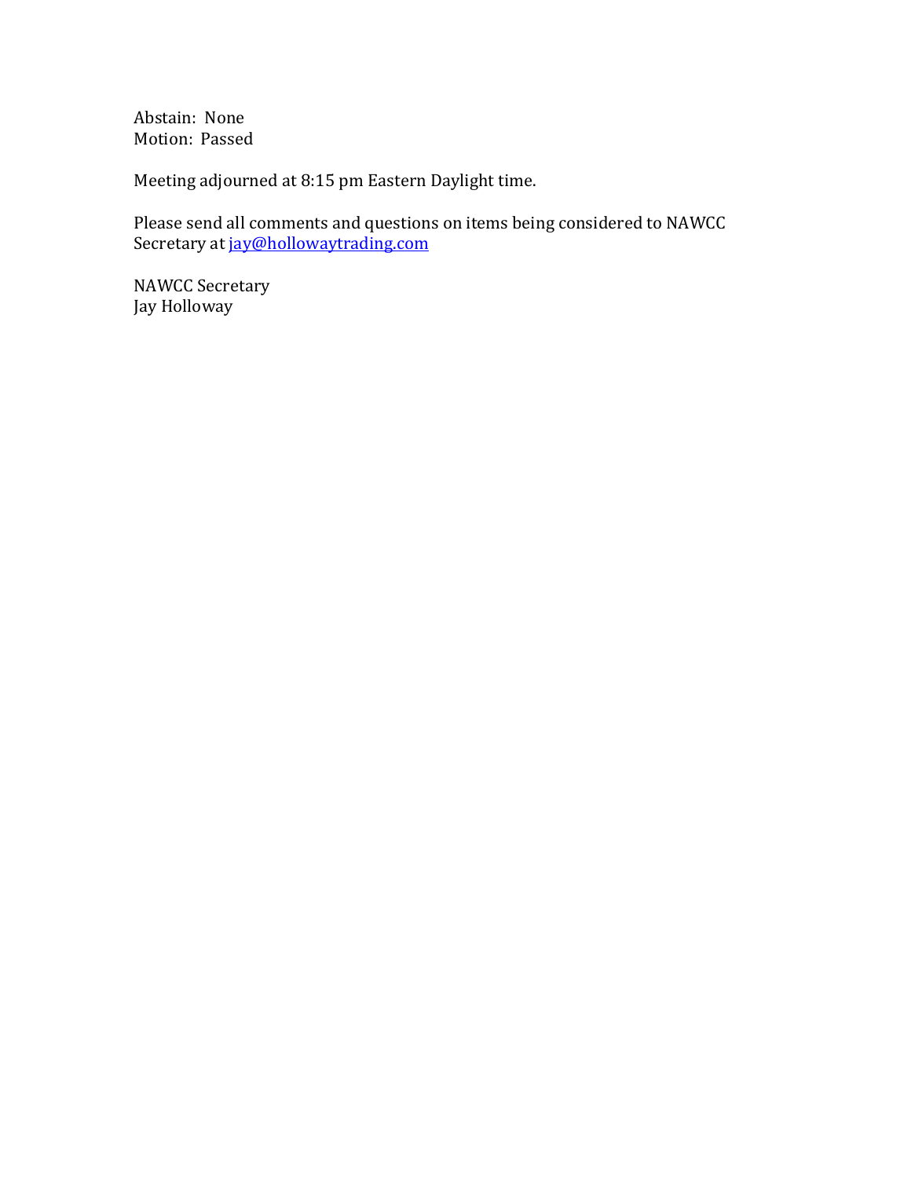Abstain: None
Motion: Passed

Meeting adjourned at 8:15 pm Eastern Daylight time.

Please send all comments and questions on items being considered to NAWCC Secretary at jay@hollowaytrading.com

NAWCC Secretary
Jay Holloway